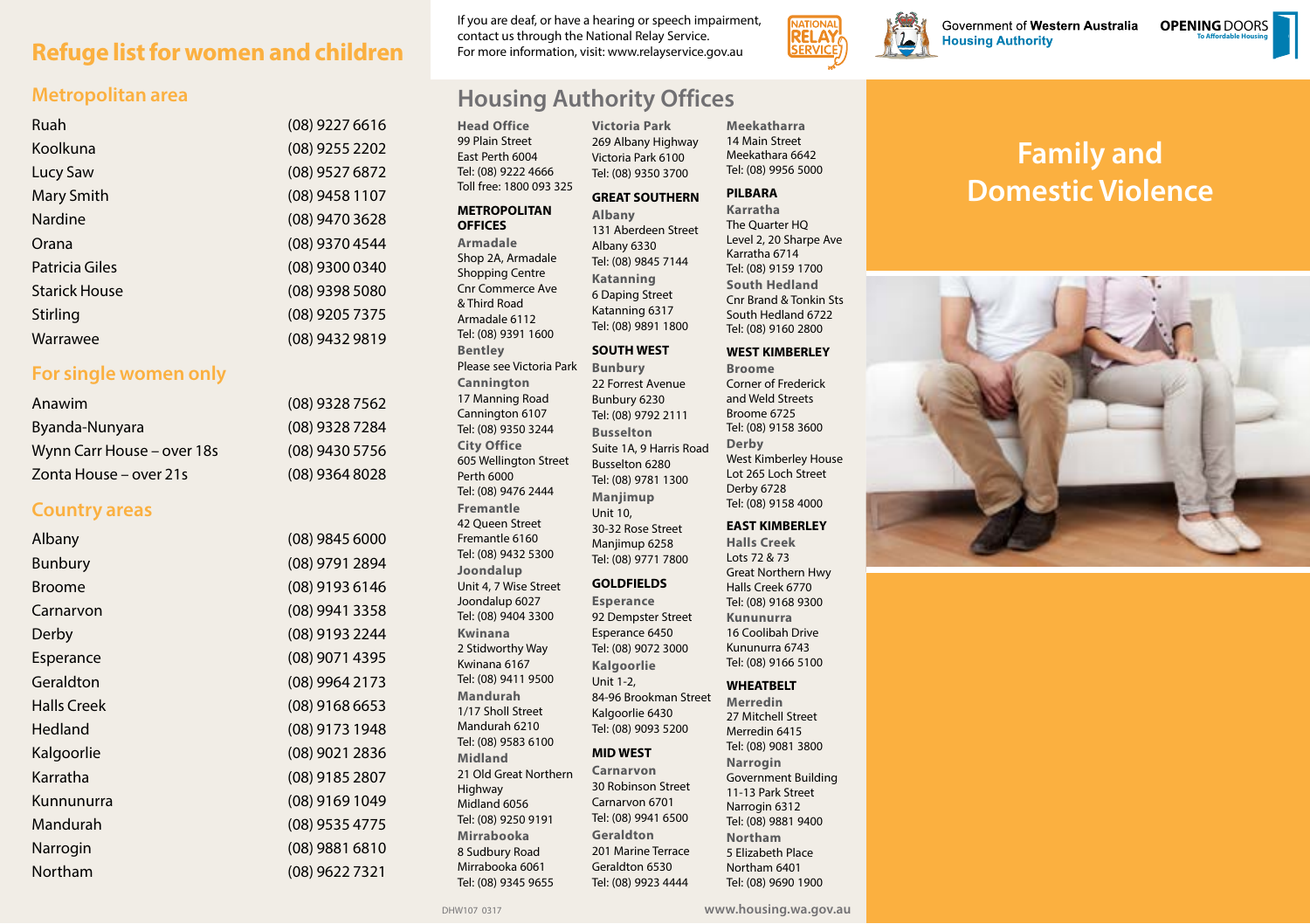# Refuge list for women and children

## Metropolitan area

| | |
|---|---|
| Ruah | (08) 9227 6616 |
| Koolkuna | (08) 9255 2202 |
| Lucy Saw | (08) 9527 6872 |
| Mary Smith | (08) 9458 1107 |
| Nardine | (08) 9470 3628 |
| Orana | (08) 9370 4544 |
| Patricia Giles | (08) 9300 0340 |
| Starick House | (08) 9398 5080 |
| Stirling | (08) 9205 7375 |
| Warrawee | (08) 9432 9819 |

## For single women only

| | |
|---|---|
| Anawim | (08) 9328 7562 |
| Byanda-Nunyara | (08) 9328 7284 |
| Wynn Carr House – over 18s | (08) 9430 5756 |
| Zonta House – over 21s | (08) 9364 8028 |

## Country areas

| | |
|---|---|
| Albany | (08) 9845 6000 |
| Bunbury | (08) 9791 2894 |
| Broome | (08) 9193 6146 |
| Carnarvon | (08) 9941 3358 |
| Derby | (08) 9193 2244 |
| Esperance | (08) 9071 4395 |
| Geraldton | (08) 9964 2173 |
| Halls Creek | (08) 9168 6653 |
| Hedland | (08) 9173 1948 |
| Kalgoorlie | (08) 9021 2836 |
| Karratha | (08) 9185 2807 |
| Kununurra | (08) 9169 1049 |
| Mandurah | (08) 9535 4775 |
| Narrogin | (08) 9881 6810 |
| Northam | (08) 9622 7321 |

If you are deaf, or have a hearing or speech impairment, contact us through the National Relay Service. For more information, visit: www.relayservice.gov.au

# Housing Authority Offices

**Head Office**
99 Plain Street
East Perth 6004
Tel: (08) 9222 4666
Toll free: 1800 093 325

### METROPOLITAN OFFICES

**Armadale**
Shop 2A, Armadale Shopping Centre
Cnr Commerce Ave & Third Road
Armadale 6112
Tel: (08) 9391 1600

**Bentley**
Please see Victoria Park

**Cannington**
17 Manning Road
Cannington 6107
Tel: (08) 9350 3244

**City Office**
605 Wellington Street
Perth 6000
Tel: (08) 9476 2444

**Fremantle**
42 Queen Street
Fremantle 6160
Tel: (08) 9432 5300

**Joondalup**
Unit 4, 7 Wise Street
Joondalup 6027
Tel: (08) 9404 3300

**Kwinana**
2 Stidworthy Way
Kwinana 6167
Tel: (08) 9411 9500

**Mandurah**
1/17 Sholl Street
Mandurah 6210
Tel: (08) 9583 6100

**Midland**
21 Old Great Northern Highway
Midland 6056
Tel: (08) 9250 9191

**Mirrabooka**
8 Sudbury Road
Mirrabooka 6061
Tel: (08) 9345 9655

**Victoria Park**
269 Albany Highway
Victoria Park 6100
Tel: (08) 9350 3700

### GREAT SOUTHERN

**Albany**
131 Aberdeen Street
Albany 6330
Tel: (08) 9845 7144

**Katanning**
6 Daping Street
Katanning 6317
Tel: (08) 9891 1800

### SOUTH WEST

**Bunbury**
22 Forrest Avenue
Bunbury 6230
Tel: (08) 9792 2111

**Busselton**
Suite 1A, 9 Harris Road
Busselton 6280
Tel: (08) 9781 1300

**Manjimup**
Unit 10,
30-32 Rose Street
Manjimup 6258
Tel: (08) 9771 7800

### GOLDFIELDS

**Esperance**
92 Dempster Street
Esperance 6450
Tel: (08) 9072 3000

**Kalgoorlie**
Unit 1-2,
84-96 Brookman Street
Kalgoorlie 6430
Tel: (08) 9093 5200

### MID WEST

**Carnarvon**
30 Robinson Street
Carnarvon 6701
Tel: (08) 9941 6500

**Geraldton**
201 Marine Terrace
Geraldton 6530
Tel: (08) 9923 4444

**Meekatharra**
14 Main Street
Meekathara 6642
Tel: (08) 9956 5000

### PILBARA

**Karratha**
The Quarter HQ
Level 2, 20 Sharpe Ave
Karratha 6714
Tel: (08) 9159 1700

**South Hedland**
Cnr Brand & Tonkin Sts
South Hedland 6722
Tel: (08) 9160 2800

### WEST KIMBERLEY

**Broome**
Corner of Frederick and Weld Streets
Broome 6725
Tel: (08) 9158 3600

**Derby**
West Kimberley House
Lot 265 Loch Street
Derby 6728
Tel: (08) 9158 4000

### EAST KIMBERLEY

**Halls Creek**
Lots 72 & 73
Great Northern Hwy
Halls Creek 6770
Tel: (08) 9168 9300

**Kununurra**
16 Coolibah Drive
Kununurra 6743
Tel: (08) 9166 5100

### WHEATBELT

**Merredin**
27 Mitchell Street
Merredin 6415
Tel: (08) 9081 3800

**Narrogin**
Government Building
11-13 Park Street
Narrogin 6312
Tel: (08) 9881 9400

**Northam**
5 Elizabeth Place
Northam 6401
Tel: (08) 9690 1900

DHW107 0317

www.housing.wa.gov.au

Government of Western Australia Housing Authority

OPENING DOORS To Affordable Housing

# Family and Domestic Violence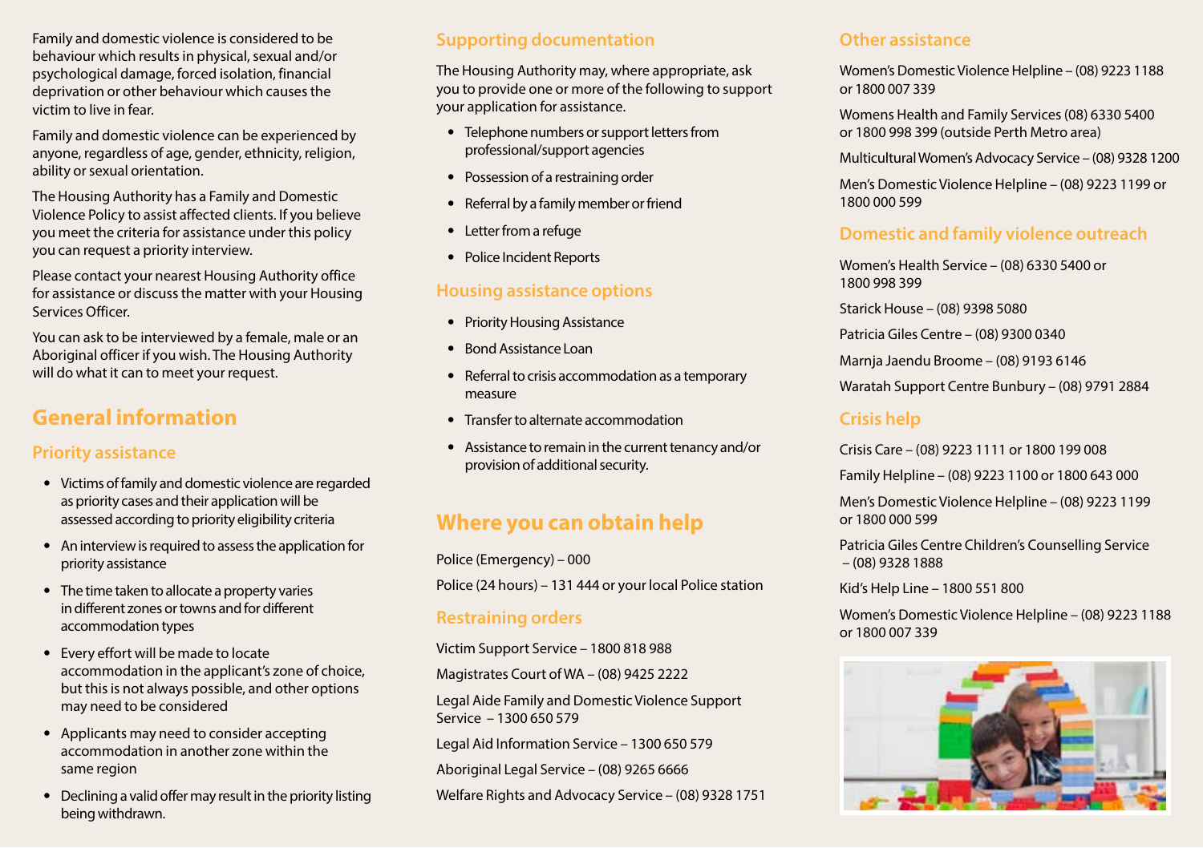Family and domestic violence is considered to be behaviour which results in physical, sexual and/or psychological damage, forced isolation, financial deprivation or other behaviour which causes the victim to live in fear.

Family and domestic violence can be experienced by anyone, regardless of age, gender, ethnicity, religion, ability or sexual orientation.

The Housing Authority has a Family and Domestic Violence Policy to assist affected clients. If you believe you meet the criteria for assistance under this policy you can request a priority interview.

Please contact your nearest Housing Authority office for assistance or discuss the matter with your Housing Services Officer.

You can ask to be interviewed by a female, male or an Aboriginal officer if you wish. The Housing Authority will do what it can to meet your request.

# General information

## Priority assistance

- Victims of family and domestic violence are regarded as priority cases and their application will be assessed according to priority eligibility criteria
- An interview is required to assess the application for priority assistance
- The time taken to allocate a property varies in different zones or towns and for different accommodation types
- Every effort will be made to locate accommodation in the applicant's zone of choice, but this is not always possible, and other options may need to be considered
- Applicants may need to consider accepting accommodation in another zone within the same region
- Declining a valid offer may result in the priority listing being withdrawn.

## Supporting documentation

The Housing Authority may, where appropriate, ask you to provide one or more of the following to support your application for assistance.

- Telephone numbers or support letters from professional/support agencies
- Possession of a restraining order
- Referral by a family member or friend
- Letter from a refuge
- Police Incident Reports

## Housing assistance options

- Priority Housing Assistance
- Bond Assistance Loan
- Referral to crisis accommodation as a temporary measure
- Transfer to alternate accommodation
- Assistance to remain in the current tenancy and/or provision of additional security.

# Where you can obtain help

Police (Emergency) – 000

Police (24 hours) – 131 444 or your local Police station

## Restraining orders

Victim Support Service – 1800 818 988

Magistrates Court of WA – (08) 9425 2222

Legal Aide Family and Domestic Violence Support Service – 1300 650 579

Legal Aid Information Service – 1300 650 579

Aboriginal Legal Service – (08) 9265 6666

Welfare Rights and Advocacy Service – (08) 9328 1751

## Other assistance

Women's Domestic Violence Helpline – (08) 9223 1188 or 1800 007 339

Womens Health and Family Services (08) 6330 5400 or 1800 998 399 (outside Perth Metro area)

Multicultural Women's Advocacy Service – (08) 9328 1200

Men's Domestic Violence Helpline – (08) 9223 1199 or 1800 000 599

## Domestic and family violence outreach

Women's Health Service – (08) 6330 5400 or 1800 998 399

Starick House – (08) 9398 5080

Patricia Giles Centre – (08) 9300 0340

Marnja Jaendu Broome – (08) 9193 6146

Waratah Support Centre Bunbury – (08) 9791 2884

## Crisis help

Crisis Care – (08) 9223 1111 or 1800 199 008

Family Helpline – (08) 9223 1100 or 1800 643 000

Men's Domestic Violence Helpline – (08) 9223 1199 or 1800 000 599

Patricia Giles Centre Children's Counselling Service – (08) 9328 1888

Kid's Help Line – 1800 551 800

Women's Domestic Violence Helpline – (08) 9223 1188 or 1800 007 339